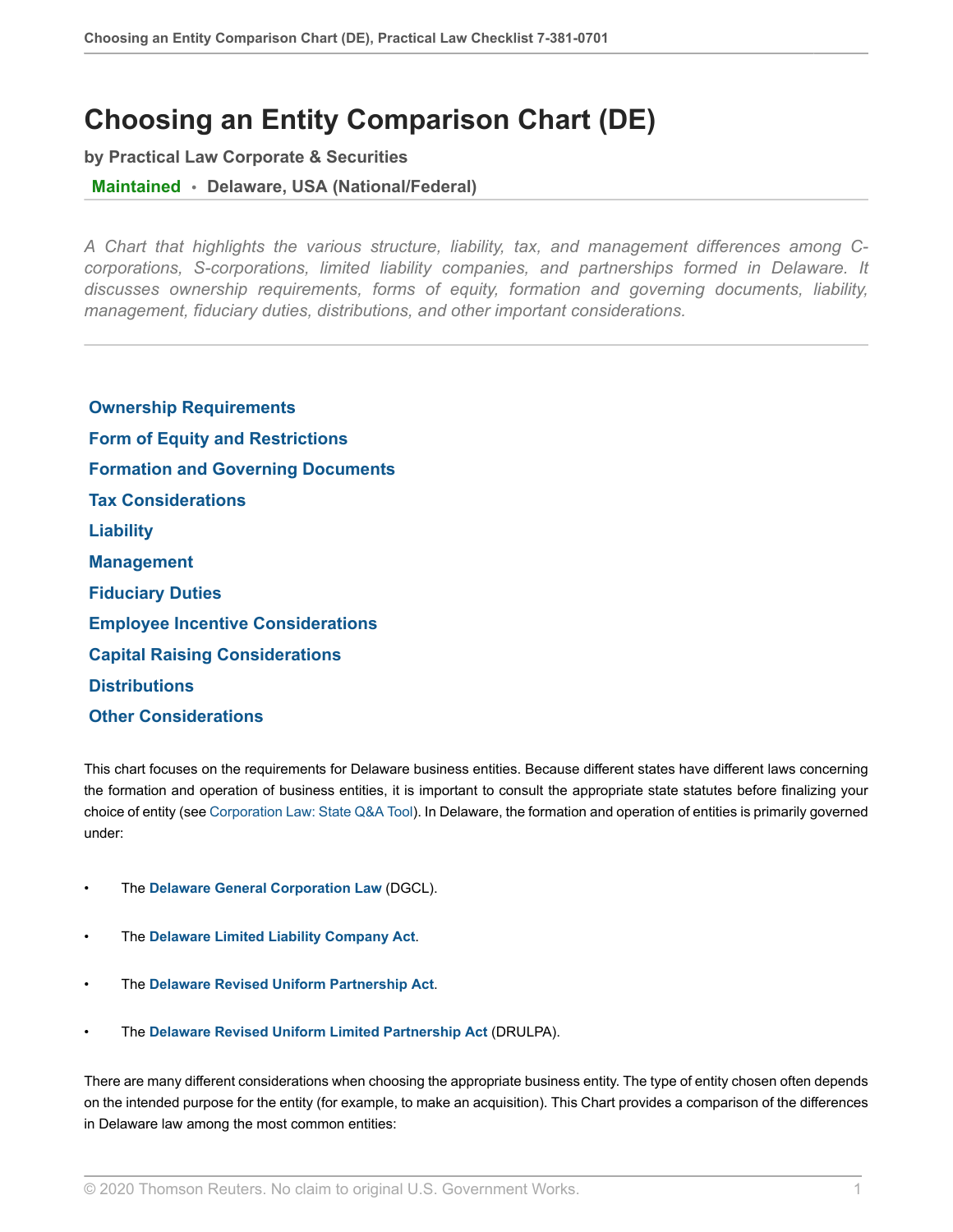# Choosing an Entity Comparison Chart (DE)

**by Practical Law Corporate & Securities**

**Maintained** • **Delaware, USA (National/Federal)**

*A Chart that highlights the various structure, liability, tax, and management differences among C-corporations, S-corporations, limited liability companies, and partnerships formed in Delaware. It discusses ownership requirements, forms of equity, formation and governing documents, liability, management, fiduciary duties, distributions, and other important considerations.*

**Ownership Requirements**

**Form of Equity and Restrictions**

**Formation and Governing Documents**

**Tax Considerations**

**Liability**

**Management**

**Fiduciary Duties**

**Employee Incentive Considerations**

**Capital Raising Considerations**

**Distributions**

**Other Considerations**

This chart focuses on the requirements for Delaware business entities. Because different states have different laws concerning the formation and operation of business entities, it is important to consult the appropriate state statutes before finalizing your choice of entity (see Corporation Law: State Q&A Tool). In Delaware, the formation and operation of entities is primarily governed under:

- The **Delaware General Corporation Law** (DGCL).
- The **Delaware Limited Liability Company Act**.
- The **Delaware Revised Uniform Partnership Act**.
- The **Delaware Revised Uniform Limited Partnership Act** (DRULPA).

There are many different considerations when choosing the appropriate business entity. The type of entity chosen often depends on the intended purpose for the entity (for example, to make an acquisition). This Chart provides a comparison of the differences in Delaware law among the most common entities: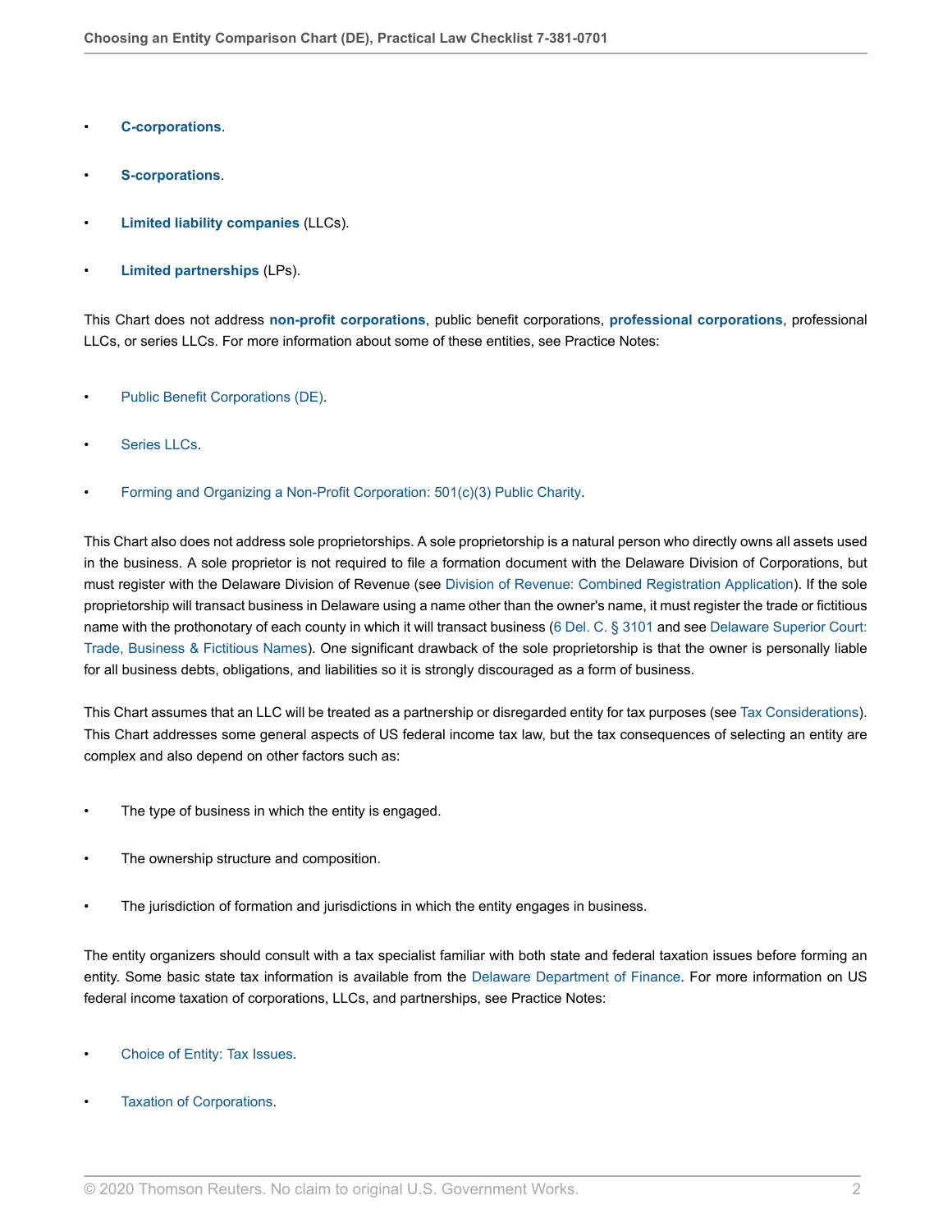- **C-corporations**.
- **S-corporations**.
- **Limited liability companies** (LLCs).
- **Limited partnerships** (LPs).

This Chart does not address **non-profit corporations**, public benefit corporations, **professional corporations**, professional LLCs, or series LLCs. For more information about some of these entities, see Practice Notes:

- Public Benefit Corporations (DE).
- Series LLCs.
- Forming and Organizing a Non-Profit Corporation: 501(c)(3) Public Charity.

This Chart also does not address sole proprietorships. A sole proprietorship is a natural person who directly owns all assets used in the business. A sole proprietor is not required to file a formation document with the Delaware Division of Corporations, but must register with the Delaware Division of Revenue (see Division of Revenue: Combined Registration Application). If the sole proprietorship will transact business in Delaware using a name other than the owner's name, it must register the trade or fictitious name with the prothonotary of each county in which it will transact business (6 Del. C. § 3101 and see Delaware Superior Court: Trade, Business & Fictitious Names). One significant drawback of the sole proprietorship is that the owner is personally liable for all business debts, obligations, and liabilities so it is strongly discouraged as a form of business.

This Chart assumes that an LLC will be treated as a partnership or disregarded entity for tax purposes (see Tax Considerations). This Chart addresses some general aspects of US federal income tax law, but the tax consequences of selecting an entity are complex and also depend on other factors such as:

- The type of business in which the entity is engaged.
- The ownership structure and composition.
- The jurisdiction of formation and jurisdictions in which the entity engages in business.

The entity organizers should consult with a tax specialist familiar with both state and federal taxation issues before forming an entity. Some basic state tax information is available from the Delaware Department of Finance. For more information on US federal income taxation of corporations, LLCs, and partnerships, see Practice Notes:

- Choice of Entity: Tax Issues.
- Taxation of Corporations.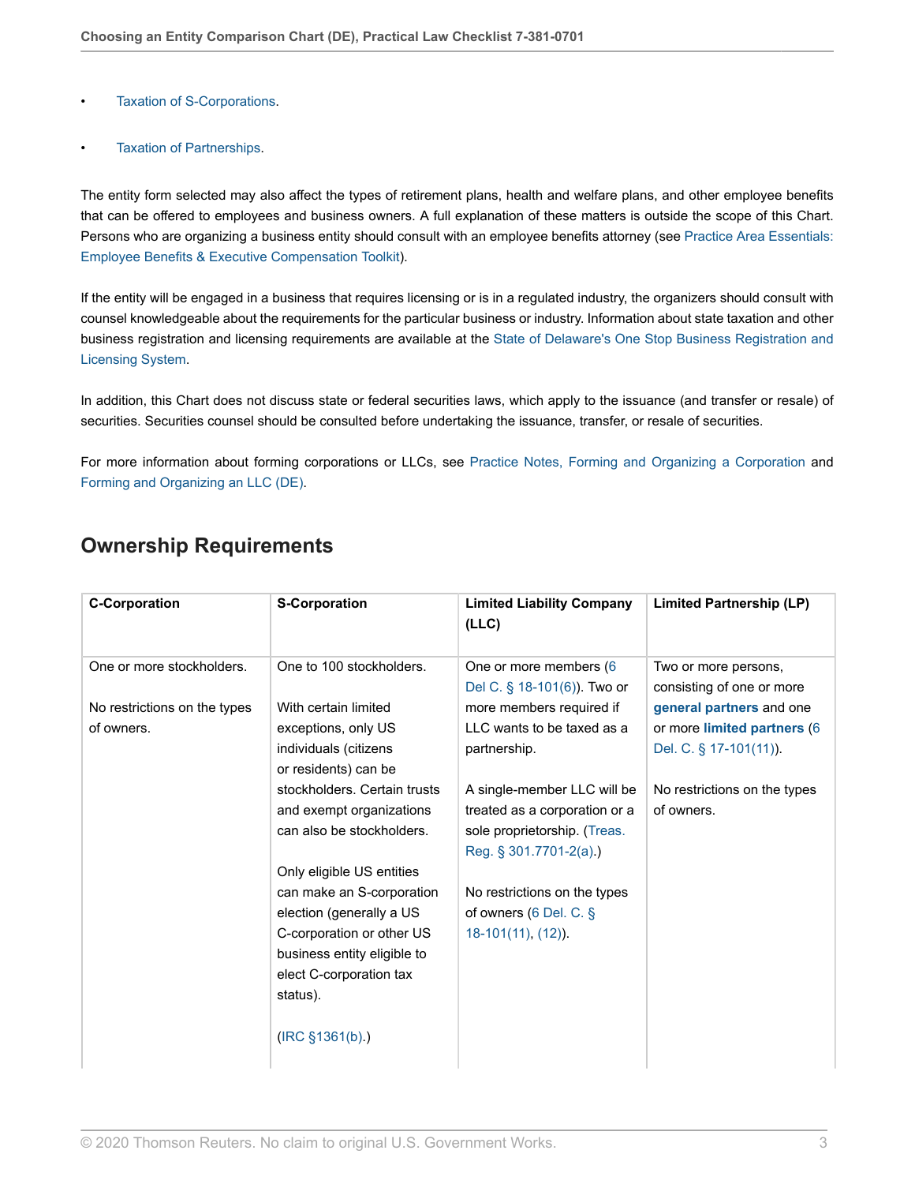- Taxation of S-Corporations.
- Taxation of Partnerships.

The entity form selected may also affect the types of retirement plans, health and welfare plans, and other employee benefits that can be offered to employees and business owners. A full explanation of these matters is outside the scope of this Chart. Persons who are organizing a business entity should consult with an employee benefits attorney (see Practice Area Essentials: Employee Benefits & Executive Compensation Toolkit).

If the entity will be engaged in a business that requires licensing or is in a regulated industry, the organizers should consult with counsel knowledgeable about the requirements for the particular business or industry. Information about state taxation and other business registration and licensing requirements are available at the State of Delaware's One Stop Business Registration and Licensing System.

In addition, this Chart does not discuss state or federal securities laws, which apply to the issuance (and transfer or resale) of securities. Securities counsel should be consulted before undertaking the issuance, transfer, or resale of securities.

For more information about forming corporations or LLCs, see Practice Notes, Forming and Organizing a Corporation and Forming and Organizing an LLC (DE).

## Ownership Requirements

| C-Corporation | S-Corporation | Limited Liability Company (LLC) | Limited Partnership (LP) |
|---|---|---|---|
| One or more stockholders.<br><br>No restrictions on the types of owners. | One to 100 stockholders.<br><br>With certain limited exceptions, only US individuals (citizens or residents) can be stockholders. Certain trusts and exempt organizations can also be stockholders.<br><br>Only eligible US entities can make an S-corporation election (generally a US C-corporation or other US business entity eligible to elect C-corporation tax status).<br><br>(IRC §1361(b).) | One or more members (6 Del C. § 18-101(6)). Two or more members required if LLC wants to be taxed as a partnership.<br><br>A single-member LLC will be treated as a corporation or a sole proprietorship. (Treas. Reg. § 301.7701-2(a).)<br><br>No restrictions on the types of owners (6 Del. C. § 18-101(11), (12)). | Two or more persons, consisting of one or more **general partners** and one or more **limited partners** (6 Del. C. § 17-101(11)).<br><br>No restrictions on the types of owners. |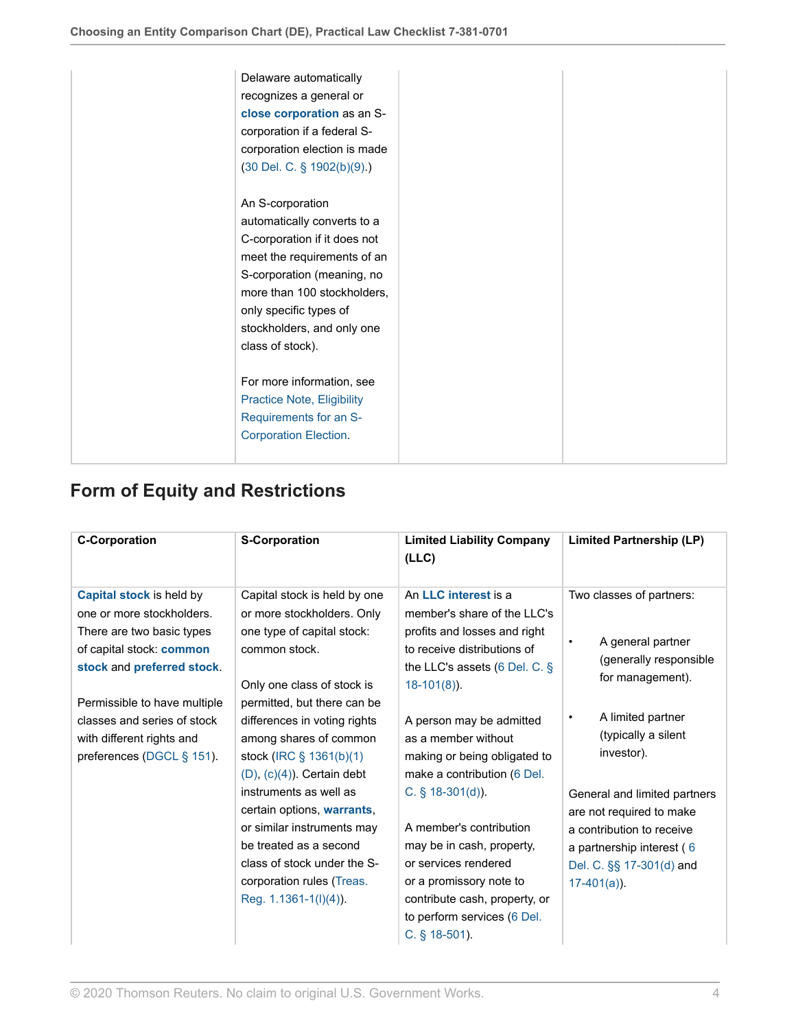| | | | |
|---|---|---|---|
| | Delaware automatically recognizes a general or **close corporation** as an S-corporation if a federal S-corporation election is made (30 Del. C. § 1902(b)(9).)<br><br>An S-corporation automatically converts to a C-corporation if it does not meet the requirements of an S-corporation (meaning, no more than 100 stockholders, only specific types of stockholders, and only one class of stock).<br><br>For more information, see Practice Note, Eligibility Requirements for an S-Corporation Election. | | |

## Form of Equity and Restrictions

| C-Corporation | S-Corporation | Limited Liability Company (LLC) | Limited Partnership (LP) |
|---|---|---|---|
| **Capital stock** is held by one or more stockholders. There are two basic types of capital stock: **common stock** and **preferred stock**.<br><br>Permissible to have multiple classes and series of stock with different rights and preferences (DGCL § 151). | Capital stock is held by one or more stockholders. Only one type of capital stock: common stock.<br><br>Only one class of stock is permitted, but there can be differences in voting rights among shares of common stock (IRC § 1361(b)(1)(D), (c)(4)). Certain debt instruments as well as certain options, **warrants**, or similar instruments may be treated as a second class of stock under the S-corporation rules (Treas. Reg. 1.1361-1(l)(4)). | An **LLC interest** is a member's share of the LLC's profits and losses and right to receive distributions of the LLC's assets (6 Del. C. § 18-101(8)).<br><br>A person may be admitted as a member without making or being obligated to make a contribution (6 Del. C. § 18-301(d)).<br><br>A member's contribution may be in cash, property, or services rendered or a promissory note to contribute cash, property, or to perform services (6 Del. C. § 18-501). | Two classes of partners:<br><br>• A general partner (generally responsible for management).<br><br>• A limited partner (typically a silent investor).<br><br>General and limited partners are not required to make a contribution to receive a partnership interest ( 6 Del. C. §§ 17-301(d) and 17-401(a)). |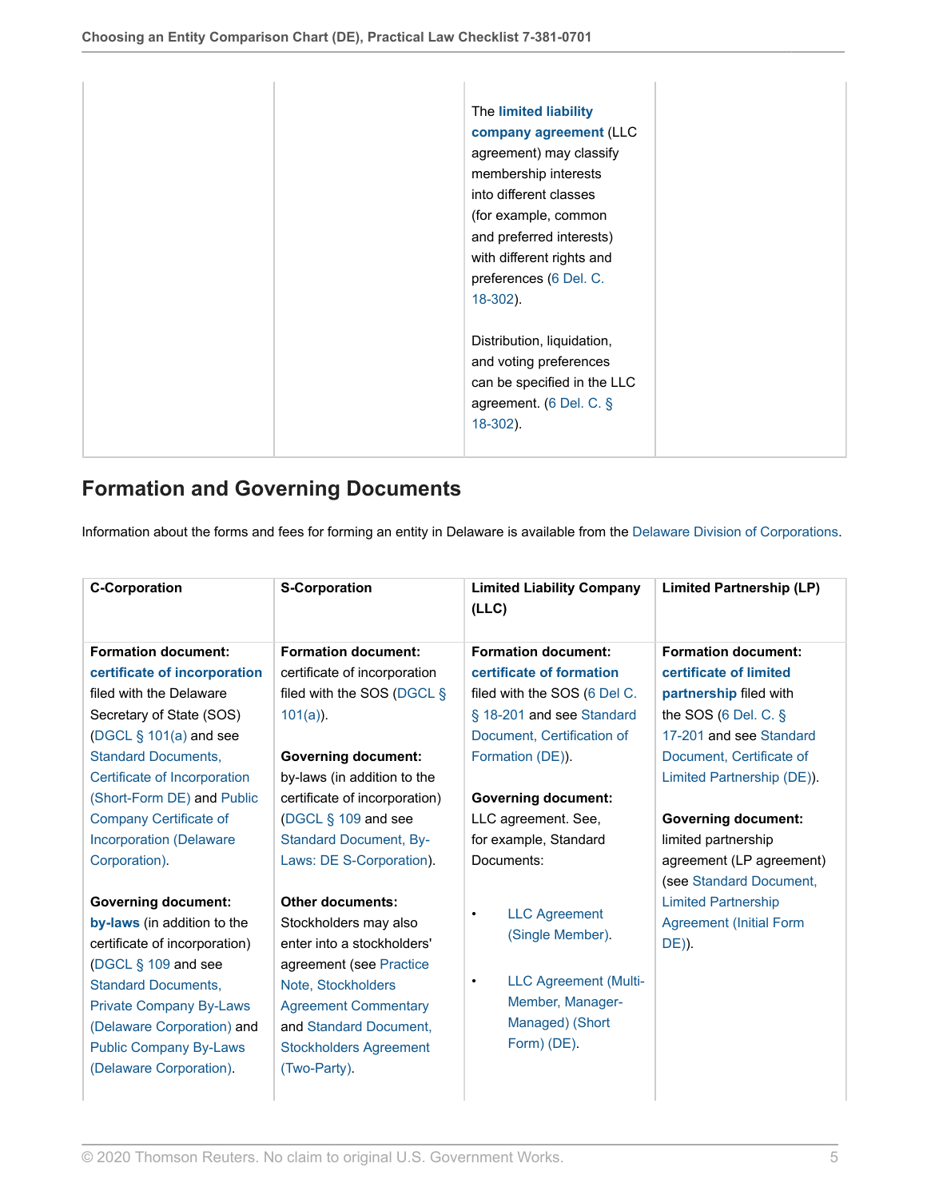| | | | |
|---|---|---|---|
| | | The **limited liability company agreement** (LLC agreement) may classify membership interests into different classes (for example, common and preferred interests) with different rights and preferences (6 Del. C. 18-302).<br><br>Distribution, liquidation, and voting preferences can be specified in the LLC agreement. (6 Del. C. § 18-302). | |

## Formation and Governing Documents

Information about the forms and fees for forming an entity in Delaware is available from the Delaware Division of Corporations.

| C-Corporation | S-Corporation | Limited Liability Company (LLC) | Limited Partnership (LP) |
|---|---|---|---|
| **Formation document:** **certificate of incorporation** filed with the Delaware Secretary of State (SOS) (DGCL § 101(a) and see Standard Documents, Certificate of Incorporation (Short-Form DE) and Public Company Certificate of Incorporation (Delaware Corporation).<br><br>**Governing document:** **by-laws** (in addition to the certificate of incorporation) (DGCL § 109 and see Standard Documents, Private Company By-Laws (Delaware Corporation) and Public Company By-Laws (Delaware Corporation). | **Formation document:** certificate of incorporation filed with the SOS (DGCL § 101(a)).<br><br>**Governing document:** by-laws (in addition to the certificate of incorporation) (DGCL § 109 and see Standard Document, By-Laws: DE S-Corporation).<br><br>**Other documents:** Stockholders may also enter into a stockholders' agreement (see Practice Note, Stockholders Agreement Commentary and Standard Document, Stockholders Agreement (Two-Party). | **Formation document:** **certificate of formation** filed with the SOS (6 Del C. § 18-201 and see Standard Document, Certification of Formation (DE)).<br><br>**Governing document:** LLC agreement. See, for example, Standard Documents:<br><br>• LLC Agreement (Single Member).<br><br>• LLC Agreement (Multi-Member, Manager-Managed) (Short Form) (DE). | **Formation document:** **certificate of limited partnership** filed with the SOS (6 Del. C. § 17-201 and see Standard Document, Certificate of Limited Partnership (DE)).<br><br>**Governing document:** limited partnership agreement (LP agreement) (see Standard Document, Limited Partnership Agreement (Initial Form DE)). |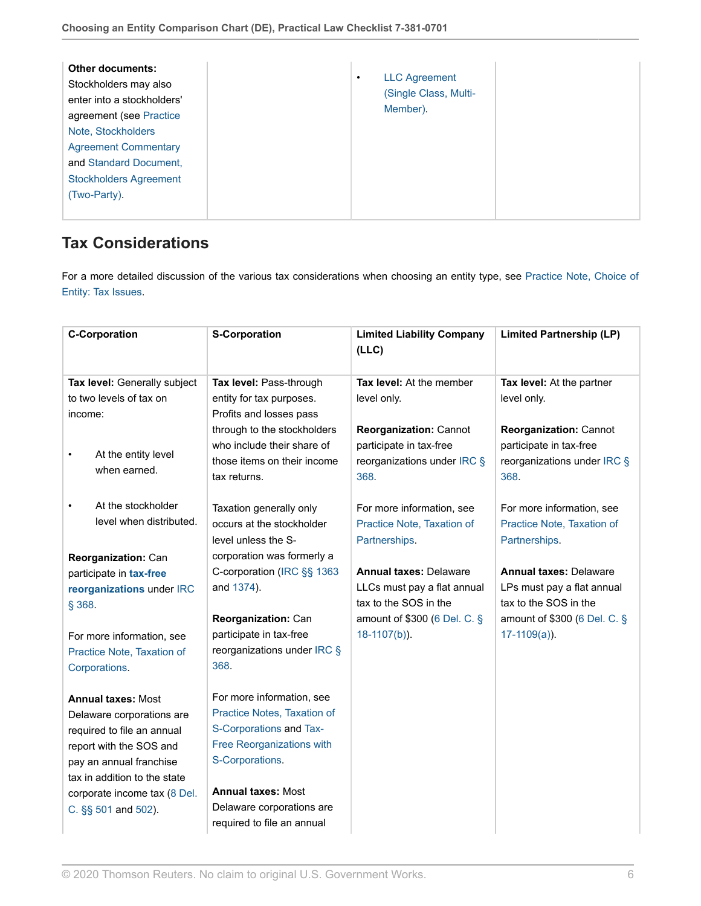| | | | |
|---|---|---|---|
| **Other documents:** Stockholders may also enter into a stockholders' agreement (see Practice Note, Stockholders Agreement Commentary and Standard Document, Stockholders Agreement (Two-Party). | | • LLC Agreement (Single Class, Multi-Member). | |

## Tax Considerations

For a more detailed discussion of the various tax considerations when choosing an entity type, see Practice Note, Choice of Entity: Tax Issues.

| C-Corporation | S-Corporation | Limited Liability Company (LLC) | Limited Partnership (LP) |
|---|---|---|---|
| **Tax level:** Generally subject to two levels of tax on income:<br><br>• At the entity level when earned.<br><br>• At the stockholder level when distributed.<br><br>**Reorganization:** Can participate in **tax-free reorganizations** under IRC § 368.<br><br>For more information, see Practice Note, Taxation of Corporations.<br><br>**Annual taxes:** Most Delaware corporations are required to file an annual report with the SOS and pay an annual franchise tax in addition to the state corporate income tax (8 Del. C. §§ 501 and 502). | **Tax level:** Pass-through entity for tax purposes. Profits and losses pass through to the stockholders who include their share of those items on their income tax returns.<br><br>Taxation generally only occurs at the stockholder level unless the S-corporation was formerly a C-corporation (IRC §§ 1363 and 1374).<br><br>**Reorganization:** Can participate in tax-free reorganizations under IRC § 368.<br><br>For more information, see Practice Notes, Taxation of S-Corporations and Tax-Free Reorganizations with S-Corporations.<br><br>**Annual taxes:** Most Delaware corporations are required to file an annual | **Tax level:** At the member level only.<br><br>**Reorganization:** Cannot participate in tax-free reorganizations under IRC § 368.<br><br>For more information, see Practice Note, Taxation of Partnerships.<br><br>**Annual taxes:** Delaware LLCs must pay a flat annual tax to the SOS in the amount of $300 (6 Del. C. § 18-1107(b)). | **Tax level:** At the partner level only.<br><br>**Reorganization:** Cannot participate in tax-free reorganizations under IRC § 368.<br><br>For more information, see Practice Note, Taxation of Partnerships.<br><br>**Annual taxes:** Delaware LPs must pay a flat annual tax to the SOS in the amount of $300 (6 Del. C. § 17-1109(a)). |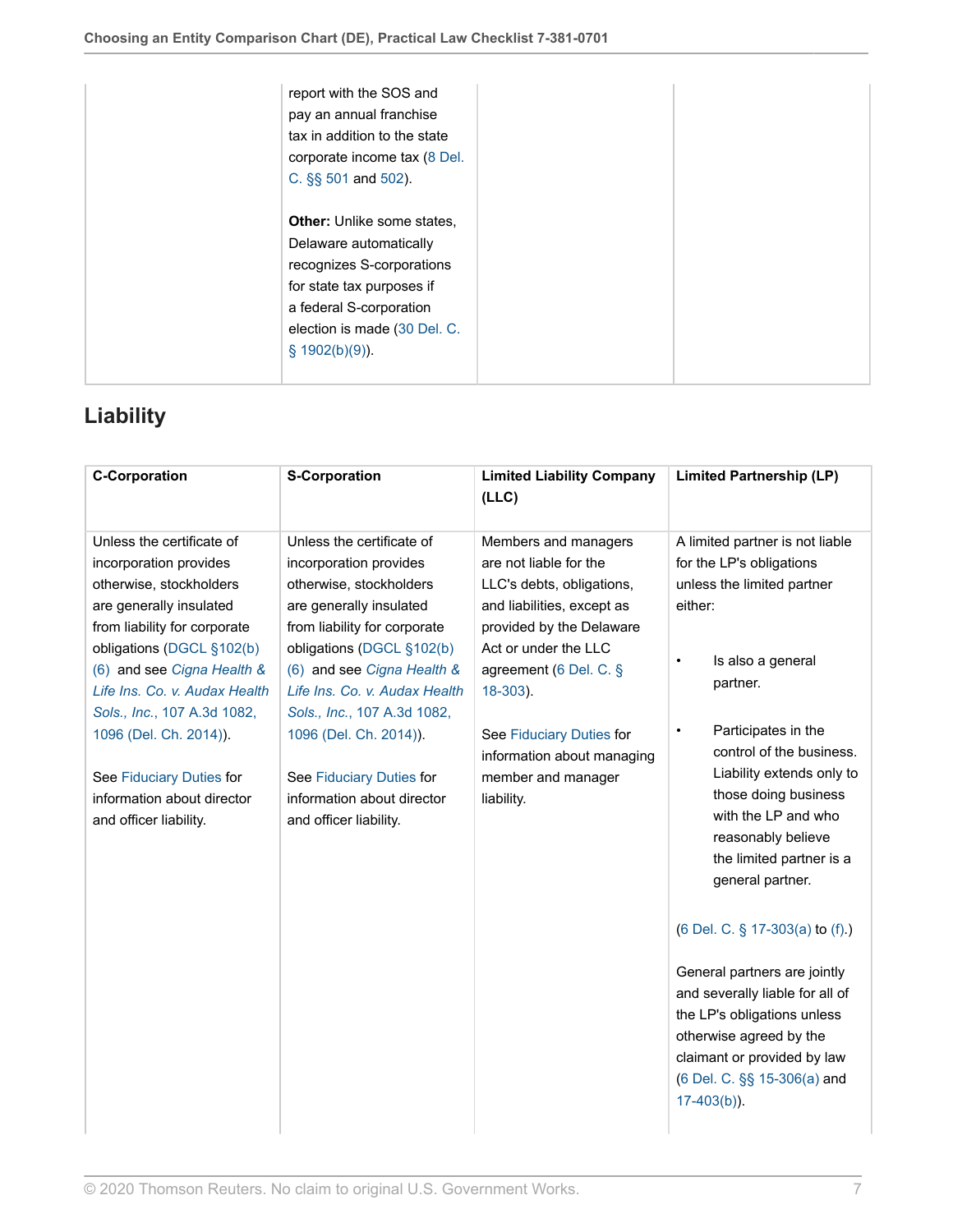| | | | |
|---|---|---|---|
| | report with the SOS and pay an annual franchise tax in addition to the state corporate income tax (8 Del. C. §§ 501 and 502).<br><br>**Other:** Unlike some states, Delaware automatically recognizes S-corporations for state tax purposes if a federal S-corporation election is made (30 Del. C. § 1902(b)(9)). | | |

## Liability

| C-Corporation | S-Corporation | Limited Liability Company (LLC) | Limited Partnership (LP) |
|---|---|---|---|
| Unless the certificate of incorporation provides otherwise, stockholders are generally insulated from liability for corporate obligations (DGCL §102(b)(6) and see *Cigna Health & Life Ins. Co. v. Audax Health Sols., Inc.*, 107 A.3d 1082, 1096 (Del. Ch. 2014)).<br><br>See Fiduciary Duties for information about director and officer liability. | Unless the certificate of incorporation provides otherwise, stockholders are generally insulated from liability for corporate obligations (DGCL §102(b)(6) and see *Cigna Health & Life Ins. Co. v. Audax Health Sols., Inc.*, 107 A.3d 1082, 1096 (Del. Ch. 2014)).<br><br>See Fiduciary Duties for information about director and officer liability. | Members and managers are not liable for the LLC's debts, obligations, and liabilities, except as provided by the Delaware Act or under the LLC agreement (6 Del. C. § 18-303).<br><br>See Fiduciary Duties for information about managing member and manager liability. | A limited partner is not liable for the LP's obligations unless the limited partner either:<br><br>• Is also a general partner.<br><br>• Participates in the control of the business. Liability extends only to those doing business with the LP and who reasonably believe the limited partner is a general partner.<br><br>(6 Del. C. § 17-303(a) to (f).)<br><br>General partners are jointly and severally liable for all of the LP's obligations unless otherwise agreed by the claimant or provided by law (6 Del. C. §§ 15-306(a) and 17-403(b)). |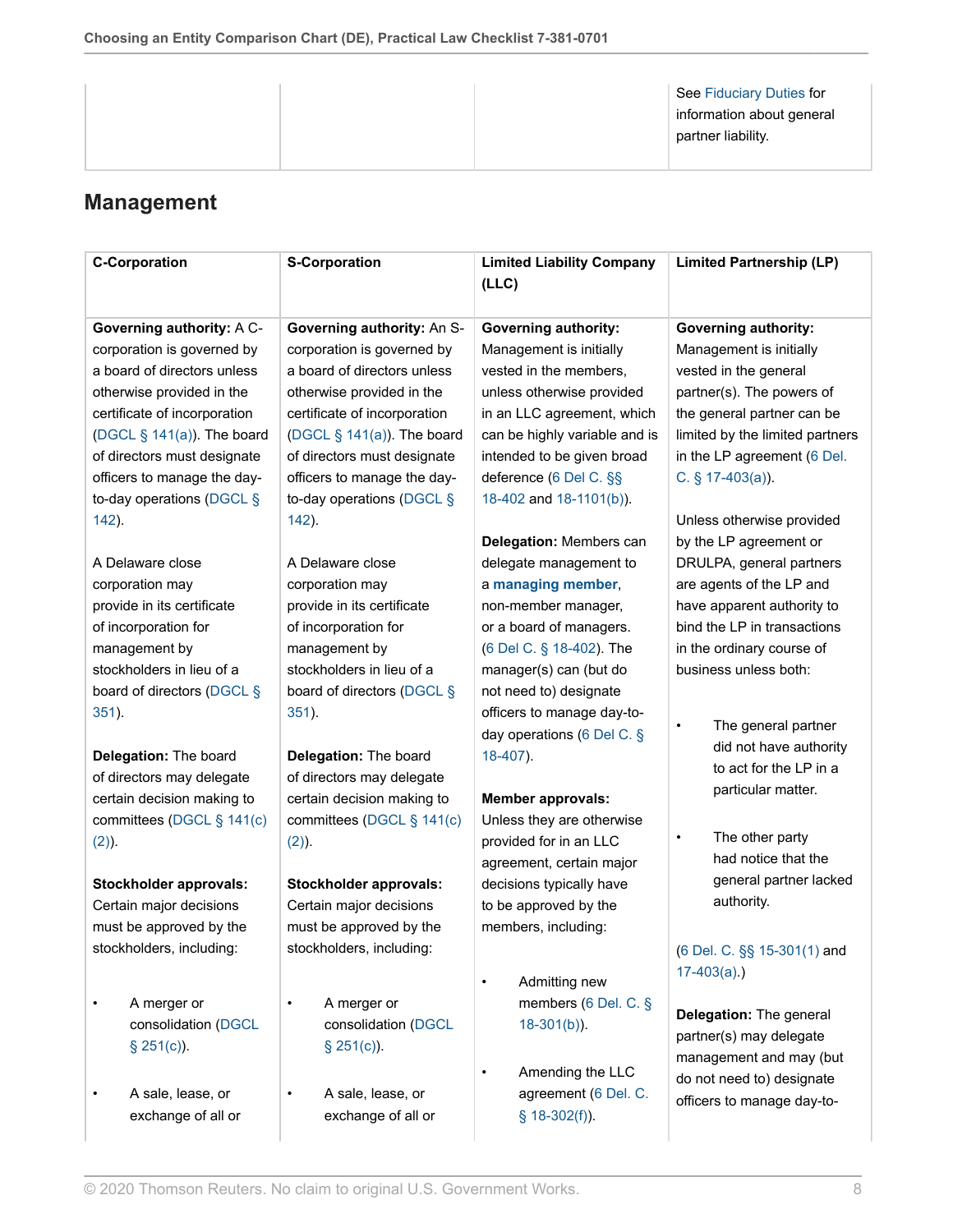| | | | |
|---|---|---|---|
| | | | See Fiduciary Duties for information about general partner liability. |

## Management

| C-Corporation | S-Corporation | Limited Liability Company (LLC) | Limited Partnership (LP) |
|---|---|---|---|
| **Governing authority:** A C-corporation is governed by a board of directors unless otherwise provided in the certificate of incorporation (DGCL § 141(a)). The board of directors must designate officers to manage the day-to-day operations (DGCL § 142).<br><br>A Delaware close corporation may provide in its certificate of incorporation for management by stockholders in lieu of a board of directors (DGCL § 351).<br><br>**Delegation:** The board of directors may delegate certain decision making to committees (DGCL § 141(c)(2)).<br><br>**Stockholder approvals:** Certain major decisions must be approved by the stockholders, including:<br><br>• A merger or consolidation (DGCL § 251(c)).<br><br>• A sale, lease, or exchange of all or | **Governing authority:** An S-corporation is governed by a board of directors unless otherwise provided in the certificate of incorporation (DGCL § 141(a)). The board of directors must designate officers to manage the day-to-day operations (DGCL § 142).<br><br>A Delaware close corporation may provide in its certificate of incorporation for management by stockholders in lieu of a board of directors (DGCL § 351).<br><br>**Delegation:** The board of directors may delegate certain decision making to committees (DGCL § 141(c)(2)).<br><br>**Stockholder approvals:** Certain major decisions must be approved by the stockholders, including:<br><br>• A merger or consolidation (DGCL § 251(c)).<br><br>• A sale, lease, or exchange of all or | **Governing authority:** Management is initially vested in the members, unless otherwise provided in an LLC agreement, which can be highly variable and is intended to be given broad deference (6 Del C. §§ 18-402 and 18-1101(b)).<br><br>**Delegation:** Members can delegate management to a **managing member**, non-member manager, or a board of managers. (6 Del C. § 18-402). The manager(s) can (but do not need to) designate officers to manage day-to-day operations (6 Del C. § 18-407).<br><br>**Member approvals:** Unless they are otherwise provided for in an LLC agreement, certain major decisions typically have to be approved by the members, including:<br><br>• Admitting new members (6 Del. C. § 18-301(b)).<br><br>• Amending the LLC agreement (6 Del. C. § 18-302(f)). | **Governing authority:** Management is initially vested in the general partner(s). The powers of the general partner can be limited by the limited partners in the LP agreement (6 Del. C. § 17-403(a)).<br><br>Unless otherwise provided by the LP agreement or DRULPA, general partners are agents of the LP and have apparent authority to bind the LP in transactions in the ordinary course of business unless both:<br><br>• The general partner did not have authority to act for the LP in a particular matter.<br><br>• The other party had notice that the general partner lacked authority.<br><br>(6 Del. C. §§ 15-301(1) and 17-403(a).)<br><br>**Delegation:** The general partner(s) may delegate management and may (but do not need to) designate officers to manage day-to- |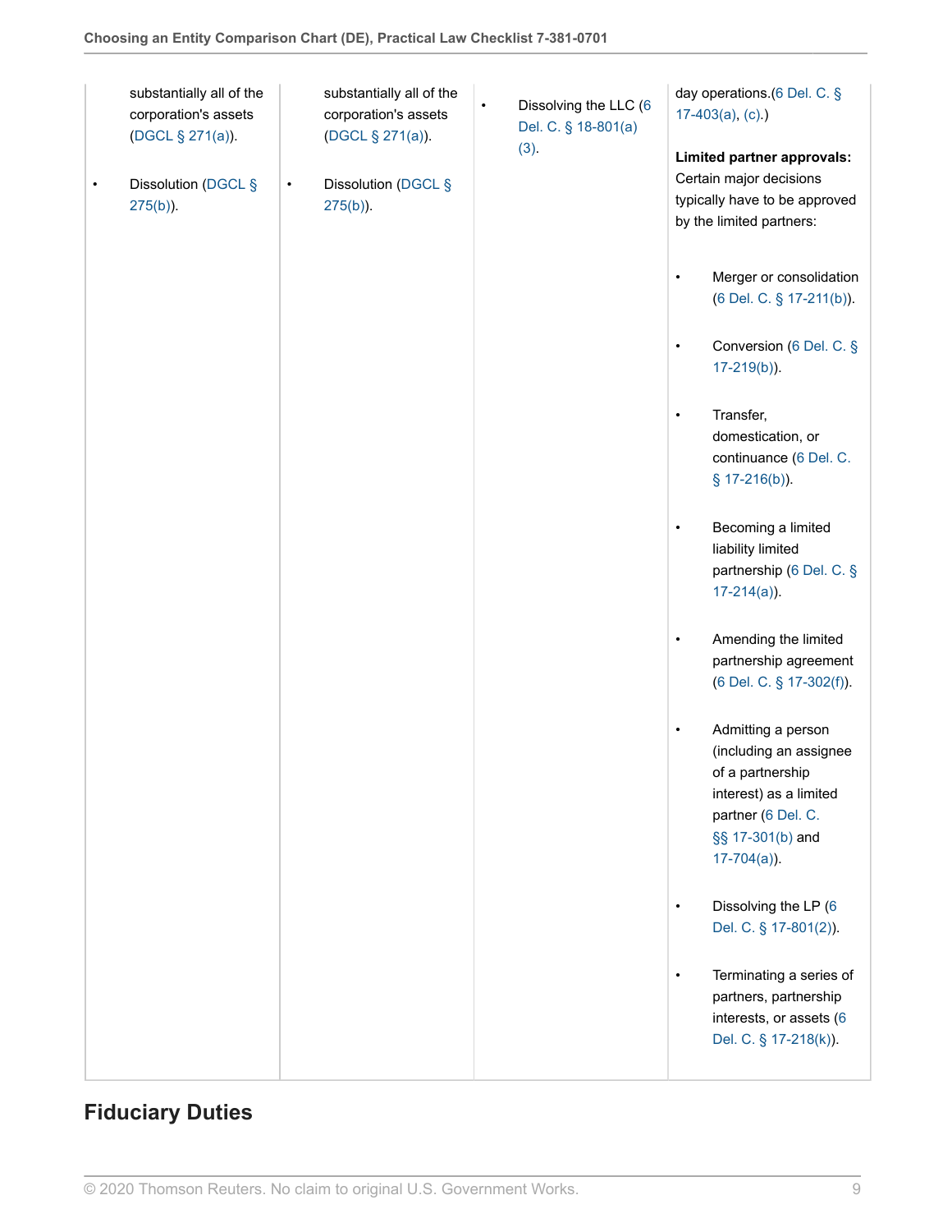| | | | |
|---|---|---|---|
| substantially all of the corporation's assets (DGCL § 271(a)).<br><br>• Dissolution (DGCL § 275(b)). | substantially all of the corporation's assets (DGCL § 271(a)).<br><br>• Dissolution (DGCL § 275(b)). | • Dissolving the LLC (6 Del. C. § 18-801(a)(3). | day operations.(6 Del. C. § 17-403(a), (c).)<br><br>**Limited partner approvals:** Certain major decisions typically have to be approved by the limited partners:<br><br>• Merger or consolidation (6 Del. C. § 17-211(b)).<br><br>• Conversion (6 Del. C. § 17-219(b)).<br><br>• Transfer, domestication, or continuance (6 Del. C. § 17-216(b)).<br><br>• Becoming a limited liability limited partnership (6 Del. C. § 17-214(a)).<br><br>• Amending the limited partnership agreement (6 Del. C. § 17-302(f)).<br><br>• Admitting a person (including an assignee of a partnership interest) as a limited partner (6 Del. C. §§ 17-301(b) and 17-704(a)).<br><br>• Dissolving the LP (6 Del. C. § 17-801(2)).<br><br>• Terminating a series of partners, partnership interests, or assets (6 Del. C. § 17-218(k)). |

## Fiduciary Duties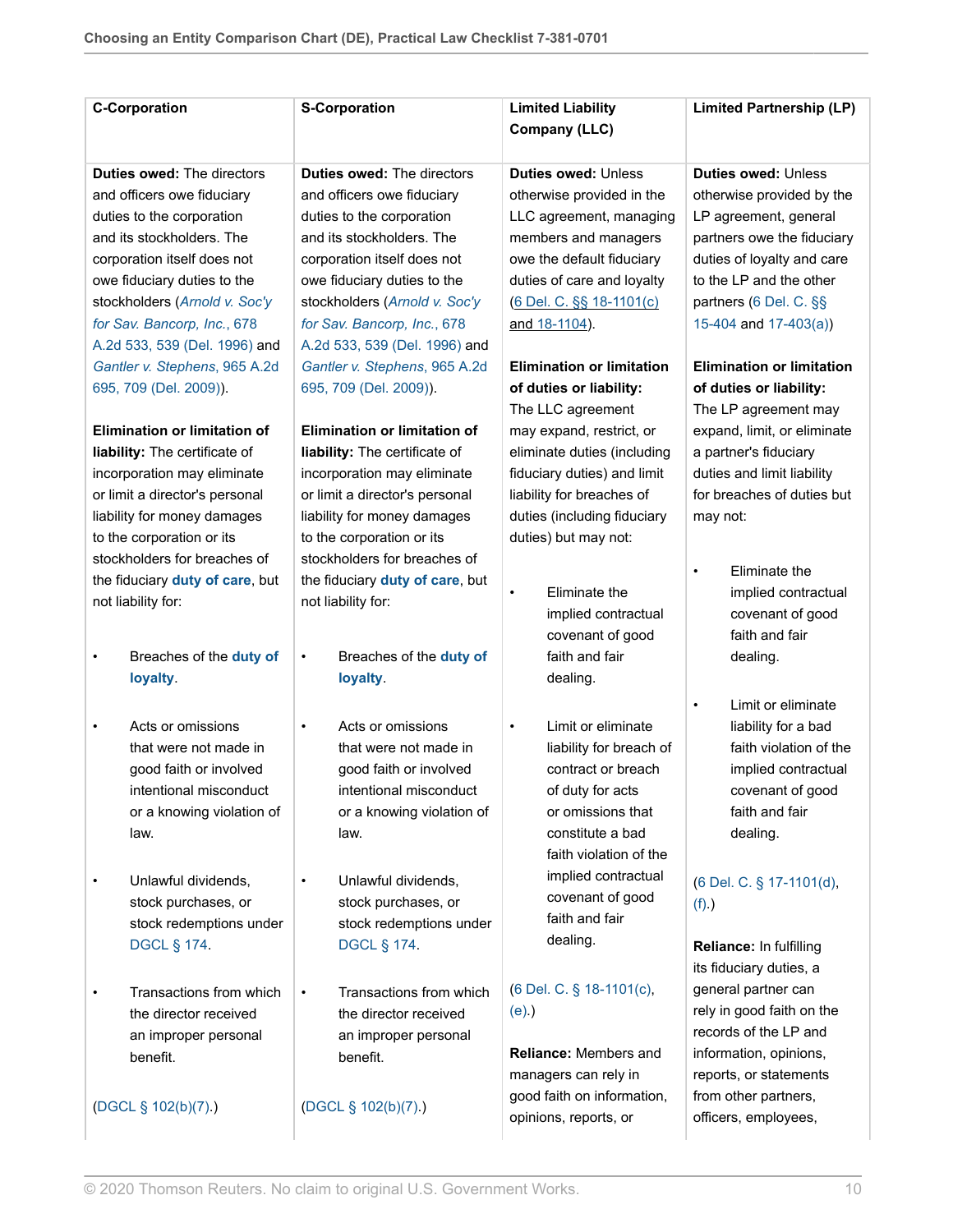| C-Corporation | S-Corporation | Limited Liability Company (LLC) | Limited Partnership (LP) |
|---|---|---|---|
| **Duties owed:** The directors and officers owe fiduciary duties to the corporation and its stockholders. The corporation itself does not owe fiduciary duties to the stockholders (*Arnold v. Soc'y for Sav. Bancorp, Inc.*, 678 A.2d 533, 539 (Del. 1996) and *Gantler v. Stephens*, 965 A.2d 695, 709 (Del. 2009)).<br><br>**Elimination or limitation of liability:** The certificate of incorporation may eliminate or limit a director's personal liability for money damages to the corporation or its stockholders for breaches of the fiduciary **duty of care**, but not liability for:<br><br>• Breaches of the **duty of loyalty**.<br><br>• Acts or omissions that were not made in good faith or involved intentional misconduct or a knowing violation of law.<br><br>• Unlawful dividends, stock purchases, or stock redemptions under DGCL § 174.<br><br>• Transactions from which the director received an improper personal benefit.<br><br>(DGCL § 102(b)(7).) | **Duties owed:** The directors and officers owe fiduciary duties to the corporation and its stockholders. The corporation itself does not owe fiduciary duties to the stockholders (*Arnold v. Soc'y for Sav. Bancorp, Inc.*, 678 A.2d 533, 539 (Del. 1996) and *Gantler v. Stephens*, 965 A.2d 695, 709 (Del. 2009)).<br><br>**Elimination or limitation of liability:** The certificate of incorporation may eliminate or limit a director's personal liability for money damages to the corporation or its stockholders for breaches of the fiduciary **duty of care**, but not liability for:<br><br>• Breaches of the **duty of loyalty**.<br><br>• Acts or omissions that were not made in good faith or involved intentional misconduct or a knowing violation of law.<br><br>• Unlawful dividends, stock purchases, or stock redemptions under DGCL § 174.<br><br>• Transactions from which the director received an improper personal benefit.<br><br>(DGCL § 102(b)(7).) | **Duties owed:** Unless otherwise provided in the LLC agreement, managing members and managers owe the default fiduciary duties of care and loyalty (6 Del. C. §§ 18-1101(c) and 18-1104).<br><br>**Elimination or limitation of duties or liability:** The LLC agreement may expand, restrict, or eliminate duties (including fiduciary duties) and limit liability for breaches of duties (including fiduciary duties) but may not:<br><br>• Eliminate the implied contractual covenant of good faith and fair dealing.<br><br>• Limit or eliminate liability for breach of contract or breach of duty for acts or omissions that constitute a bad faith violation of the implied contractual covenant of good faith and fair dealing.<br><br>(6 Del. C. § 18-1101(c), (e).)<br><br>**Reliance:** Members and managers can rely in good faith on information, opinions, reports, or | **Duties owed:** Unless otherwise provided by the LP agreement, general partners owe the fiduciary duties of loyalty and care to the LP and the other partners (6 Del. C. §§ 15-404 and 17-403(a))<br><br>**Elimination or limitation of duties or liability:** The LP agreement may expand, limit, or eliminate a partner's fiduciary duties and limit liability for breaches of duties but may not:<br><br>• Eliminate the implied contractual covenant of good faith and fair dealing.<br><br>• Limit or eliminate liability for a bad faith violation of the implied contractual covenant of good faith and fair dealing.<br><br>(6 Del. C. § 17-1101(d), (f).)<br><br>**Reliance:** In fulfilling its fiduciary duties, a general partner can rely in good faith on the records of the LP and information, opinions, reports, or statements from other partners, officers, employees, |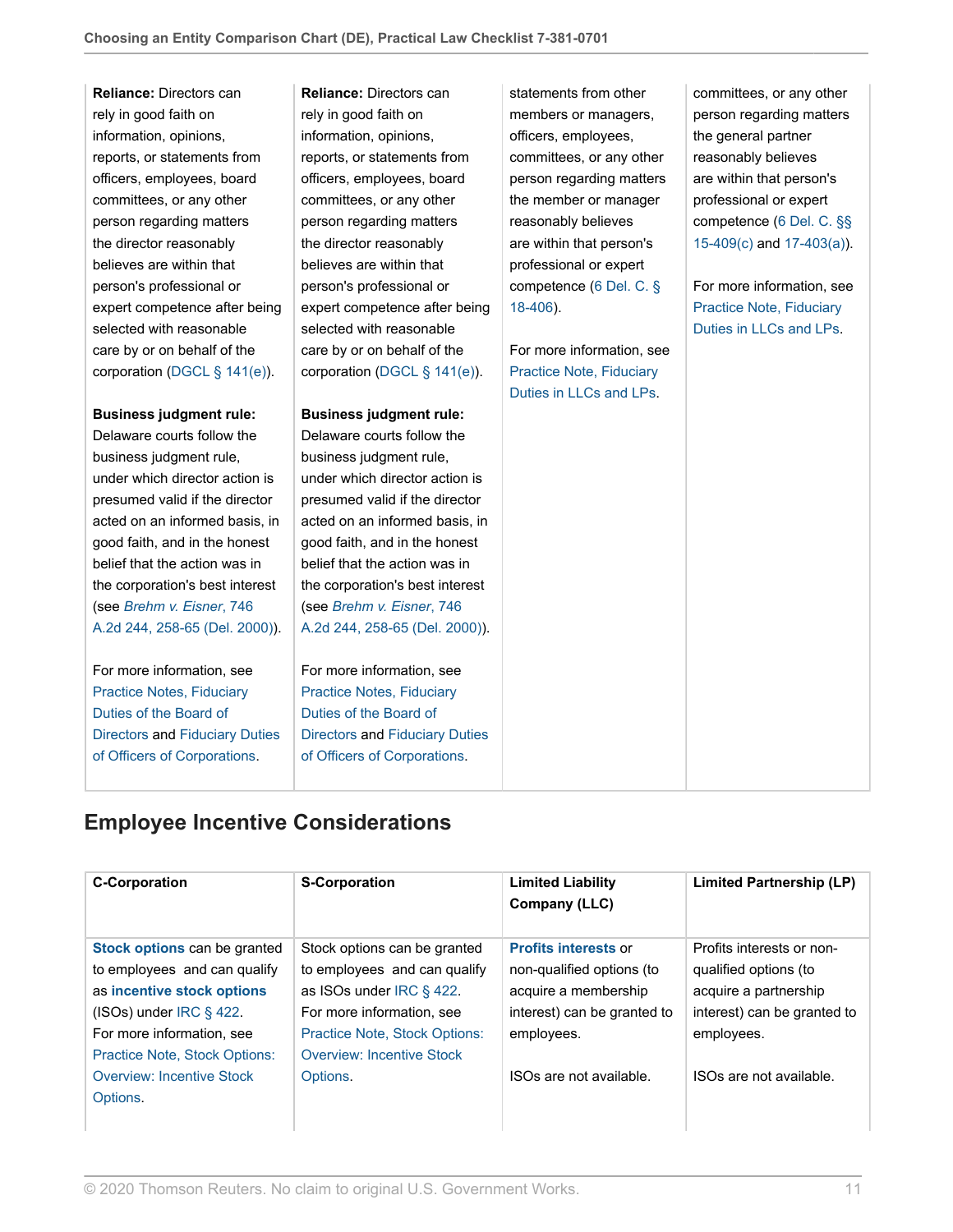| | | | |
|---|---|---|---|
| **Reliance:** Directors can rely in good faith on information, opinions, reports, or statements from officers, employees, board committees, or any other person regarding matters the director reasonably believes are within that person's professional or expert competence after being selected with reasonable care by or on behalf of the corporation (DGCL § 141(e)).<br><br>**Business judgment rule:** Delaware courts follow the business judgment rule, under which director action is presumed valid if the director acted on an informed basis, in good faith, and in the honest belief that the action was in the corporation's best interest (see *Brehm v. Eisner*, 746 A.2d 244, 258-65 (Del. 2000)).<br><br>For more information, see Practice Notes, Fiduciary Duties of the Board of Directors and Fiduciary Duties of Officers of Corporations. | **Reliance:** Directors can rely in good faith on information, opinions, reports, or statements from officers, employees, board committees, or any other person regarding matters the director reasonably believes are within that person's professional or expert competence after being selected with reasonable care by or on behalf of the corporation (DGCL § 141(e)).<br><br>**Business judgment rule:** Delaware courts follow the business judgment rule, under which director action is presumed valid if the director acted on an informed basis, in good faith, and in the honest belief that the action was in the corporation's best interest (see *Brehm v. Eisner*, 746 A.2d 244, 258-65 (Del. 2000)).<br><br>For more information, see Practice Notes, Fiduciary Duties of the Board of Directors and Fiduciary Duties of Officers of Corporations. | statements from other members or managers, officers, employees, committees, or any other person regarding matters the member or manager reasonably believes are within that person's professional or expert competence (6 Del. C. § 18-406).<br><br>For more information, see Practice Note, Fiduciary Duties in LLCs and LPs. | committees, or any other person regarding matters the general partner reasonably believes are within that person's professional or expert competence (6 Del. C. §§ 15-409(c) and 17-403(a)).<br><br>For more information, see Practice Note, Fiduciary Duties in LLCs and LPs. |

## Employee Incentive Considerations

| C-Corporation | S-Corporation | Limited Liability Company (LLC) | Limited Partnership (LP) |
|---|---|---|---|
| **Stock options** can be granted to employees and can qualify as **incentive stock options** (ISOs) under IRC § 422. For more information, see Practice Note, Stock Options: Overview: Incentive Stock Options. | Stock options can be granted to employees and can qualify as ISOs under IRC § 422. For more information, see Practice Note, Stock Options: Overview: Incentive Stock Options. | **Profits interests** or non-qualified options (to acquire a membership interest) can be granted to employees.<br><br>ISOs are not available. | Profits interests or non-qualified options (to acquire a partnership interest) can be granted to employees.<br><br>ISOs are not available. |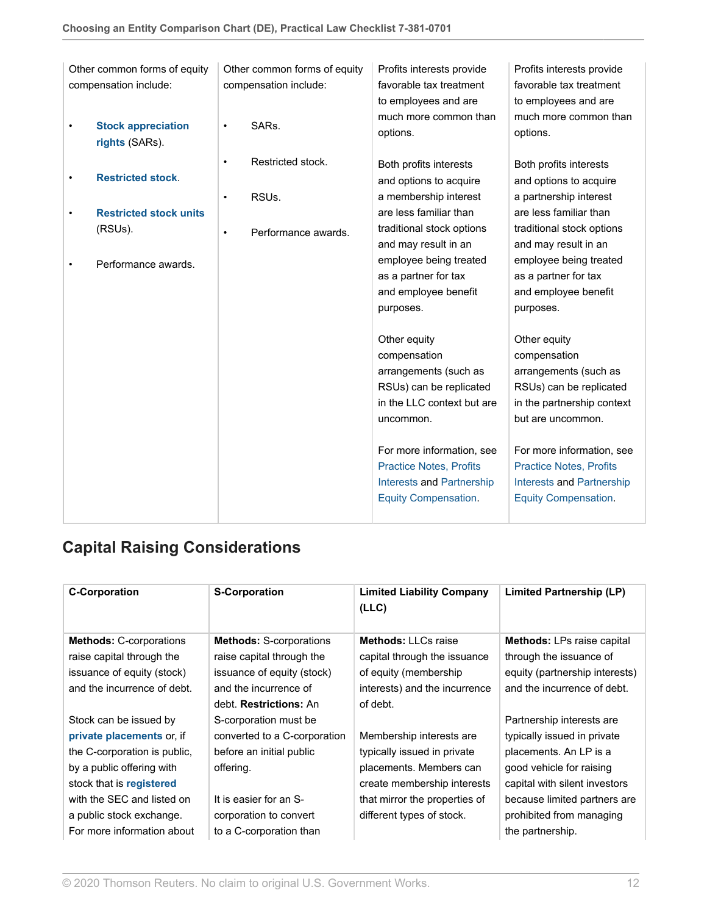| | | | |
|---|---|---|---|
| Other common forms of equity compensation include:<br><br>• **Stock appreciation rights** (SARs).<br>• **Restricted stock**.<br>• **Restricted stock units** (RSUs).<br>• Performance awards. | Other common forms of equity compensation include:<br><br>• SARs.<br>• Restricted stock.<br>• RSUs.<br>• Performance awards. | Profits interests provide favorable tax treatment to employees and are much more common than options.<br><br>Both profits interests and options to acquire a membership interest are less familiar than traditional stock options and may result in an employee being treated as a partner for tax and employee benefit purposes.<br><br>Other equity compensation arrangements (such as RSUs) can be replicated in the LLC context but are uncommon.<br><br>For more information, see Practice Notes, Profits Interests and Partnership Equity Compensation. | Profits interests provide favorable tax treatment to employees and are much more common than options.<br><br>Both profits interests and options to acquire a partnership interest are less familiar than traditional stock options and may result in an employee being treated as a partner for tax and employee benefit purposes.<br><br>Other equity compensation arrangements (such as RSUs) can be replicated in the partnership context but are uncommon.<br><br>For more information, see Practice Notes, Profits Interests and Partnership Equity Compensation. |

## Capital Raising Considerations

| C-Corporation | S-Corporation | Limited Liability Company (LLC) | Limited Partnership (LP) |
|---|---|---|---|
| **Methods:** C-corporations raise capital through the issuance of equity (stock) and the incurrence of debt.<br><br>Stock can be issued by **private placements** or, if the C-corporation is public, by a public offering with stock that is **registered** with the SEC and listed on a public stock exchange. For more information about | **Methods:** S-corporations raise capital through the issuance of equity (stock) and the incurrence of debt. **Restrictions:** An S-corporation must be converted to a C-corporation before an initial public offering.<br><br>It is easier for an S-corporation to convert to a C-corporation than | **Methods:** LLCs raise capital through the issuance of equity (membership interests) and the incurrence of debt.<br><br>Membership interests are typically issued in private placements. Members can create membership interests that mirror the properties of different types of stock. | **Methods:** LPs raise capital through the issuance of equity (partnership interests) and the incurrence of debt.<br><br>Partnership interests are typically issued in private placements. An LP is a good vehicle for raising capital with silent investors because limited partners are prohibited from managing the partnership. |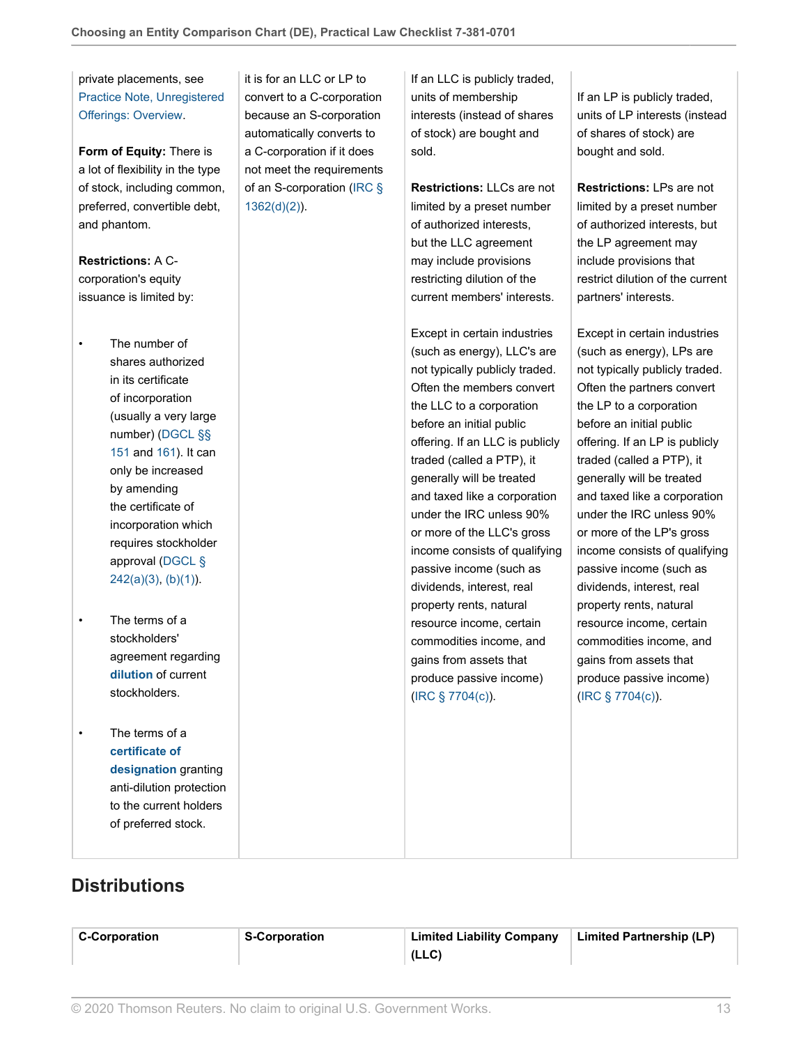| | | | |
|---|---|---|---|
| private placements, see Practice Note, Unregistered Offerings: Overview.<br><br>**Form of Equity:** There is a lot of flexibility in the type of stock, including common, preferred, convertible debt, and phantom.<br><br>**Restrictions:** A C-corporation's equity issuance is limited by:<br><br>• The number of shares authorized in its certificate of incorporation (usually a very large number) (DGCL §§ 151 and 161). It can only be increased by amending the certificate of incorporation which requires stockholder approval (DGCL § 242(a)(3), (b)(1)).<br><br>• The terms of a stockholders' agreement regarding **dilution** of current stockholders.<br><br>• The terms of a **certificate of designation** granting anti-dilution protection to the current holders of preferred stock. | it is for an LLC or LP to convert to a C-corporation because an S-corporation automatically converts to a C-corporation if it does not meet the requirements of an S-corporation (IRC § 1362(d)(2)). | If an LLC is publicly traded, units of membership interests (instead of shares of stock) are bought and sold.<br><br>**Restrictions:** LLCs are not limited by a preset number of authorized interests, but the LLC agreement may include provisions restricting dilution of the current members' interests.<br><br>Except in certain industries (such as energy), LLC's are not typically publicly traded. Often the members convert the LLC to a corporation before an initial public offering. If an LLC is publicly traded (called a PTP), it generally will be treated and taxed like a corporation under the IRC unless 90% or more of the LLC's gross income consists of qualifying passive income (such as dividends, interest, real property rents, natural resource income, certain commodities income, and gains from assets that produce passive income) (IRC § 7704(c)). | If an LP is publicly traded, units of LP interests (instead of shares of stock) are bought and sold.<br><br>**Restrictions:** LPs are not limited by a preset number of authorized interests, but the LP agreement may include provisions that restrict dilution of the current partners' interests.<br><br>Except in certain industries (such as energy), LPs are not typically publicly traded. Often the partners convert the LP to a corporation before an initial public offering. If an LP is publicly traded (called a PTP), it generally will be treated and taxed like a corporation under the IRC unless 90% or more of the LP's gross income consists of qualifying passive income (such as dividends, interest, real property rents, natural resource income, certain commodities income, and gains from assets that produce passive income) (IRC § 7704(c)). |

## Distributions

| C-Corporation | S-Corporation | Limited Liability Company (LLC) | Limited Partnership (LP) |
|---|---|---|---|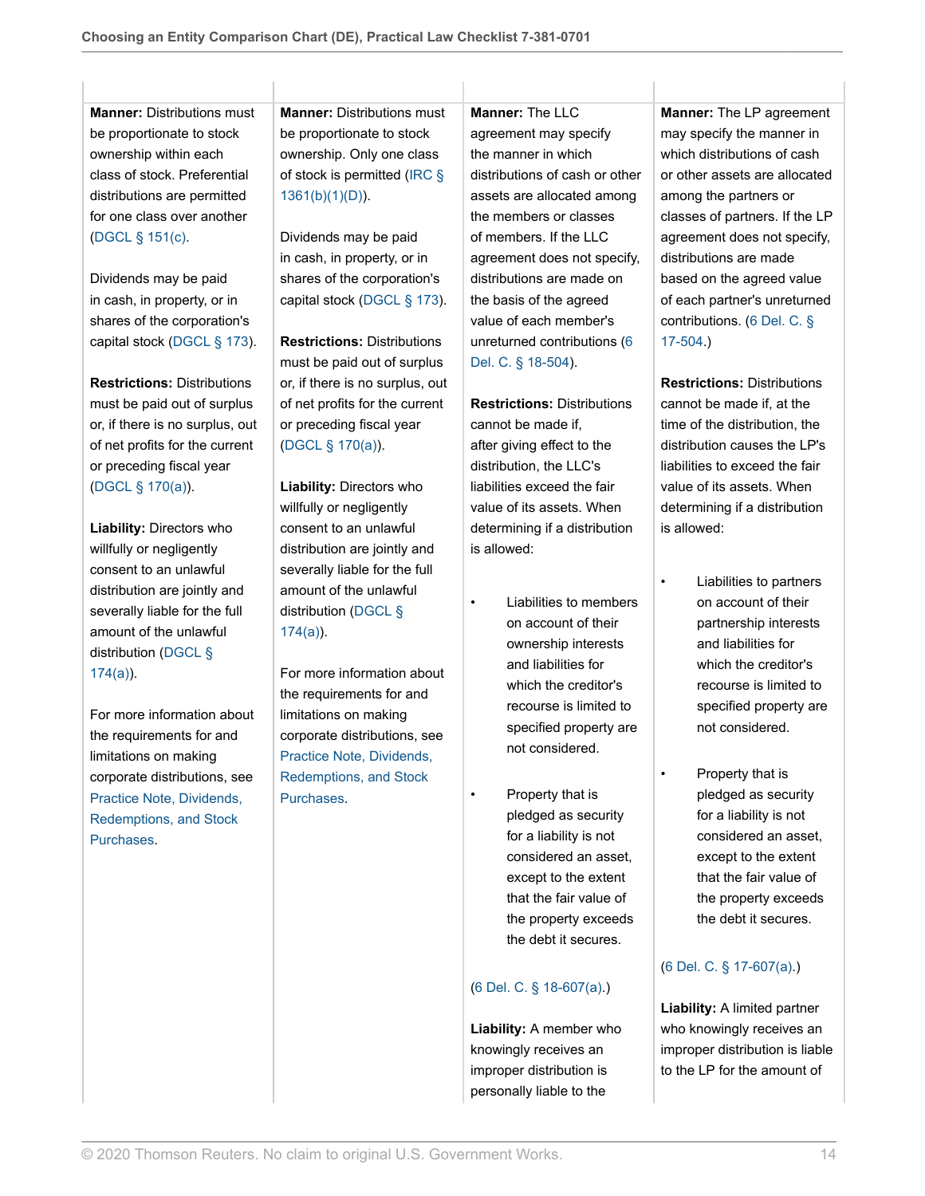| | | | |
|---|---|---|---|
| **Manner:** Distributions must be proportionate to stock ownership within each class of stock. Preferential distributions are permitted for one class over another (DGCL § 151(c).<br><br>Dividends may be paid in cash, in property, or in shares of the corporation's capital stock (DGCL § 173).<br><br>**Restrictions:** Distributions must be paid out of surplus or, if there is no surplus, out of net profits for the current or preceding fiscal year (DGCL § 170(a)).<br><br>**Liability:** Directors who willfully or negligently consent to an unlawful distribution are jointly and severally liable for the full amount of the unlawful distribution (DGCL § 174(a)).<br><br>For more information about the requirements for and limitations on making corporate distributions, see Practice Note, Dividends, Redemptions, and Stock Purchases. | **Manner:** Distributions must be proportionate to stock ownership. Only one class of stock is permitted (IRC § 1361(b)(1)(D)).<br><br>Dividends may be paid in cash, in property, or in shares of the corporation's capital stock (DGCL § 173).<br><br>**Restrictions:** Distributions must be paid out of surplus or, if there is no surplus, out of net profits for the current or preceding fiscal year (DGCL § 170(a)).<br><br>**Liability:** Directors who willfully or negligently consent to an unlawful distribution are jointly and severally liable for the full amount of the unlawful distribution (DGCL § 174(a)).<br><br>For more information about the requirements for and limitations on making corporate distributions, see Practice Note, Dividends, Redemptions, and Stock Purchases. | **Manner:** The LLC agreement may specify the manner in which distributions of cash or other assets are allocated among the members or classes of members. If the LLC agreement does not specify, distributions are made on the basis of the agreed value of each member's unreturned contributions (6 Del. C. § 18-504).<br><br>**Restrictions:** Distributions cannot be made if, after giving effect to the distribution, the LLC's liabilities exceed the fair value of its assets. When determining if a distribution is allowed:<br><br>• Liabilities to members on account of their ownership interests and liabilities for which the creditor's recourse is limited to specified property are not considered.<br><br>• Property that is pledged as security for a liability is not considered an asset, except to the extent that the fair value of the property exceeds the debt it secures.<br><br>(6 Del. C. § 18-607(a).)<br><br>**Liability:** A member who knowingly receives an improper distribution is personally liable to the | **Manner:** The LP agreement may specify the manner in which distributions of cash or other assets are allocated among the partners or classes of partners. If the LP agreement does not specify, distributions are made based on the agreed value of each partner's unreturned contributions. (6 Del. C. § 17-504.)<br><br>**Restrictions:** Distributions cannot be made if, at the time of the distribution, the distribution causes the LP's liabilities to exceed the fair value of its assets. When determining if a distribution is allowed:<br><br>• Liabilities to partners on account of their partnership interests and liabilities for which the creditor's recourse is limited to specified property are not considered.<br><br>• Property that is pledged as security for a liability is not considered an asset, except to the extent that the fair value of the property exceeds the debt it secures.<br><br>(6 Del. C. § 17-607(a).)<br><br>**Liability:** A limited partner who knowingly receives an improper distribution is liable to the LP for the amount of |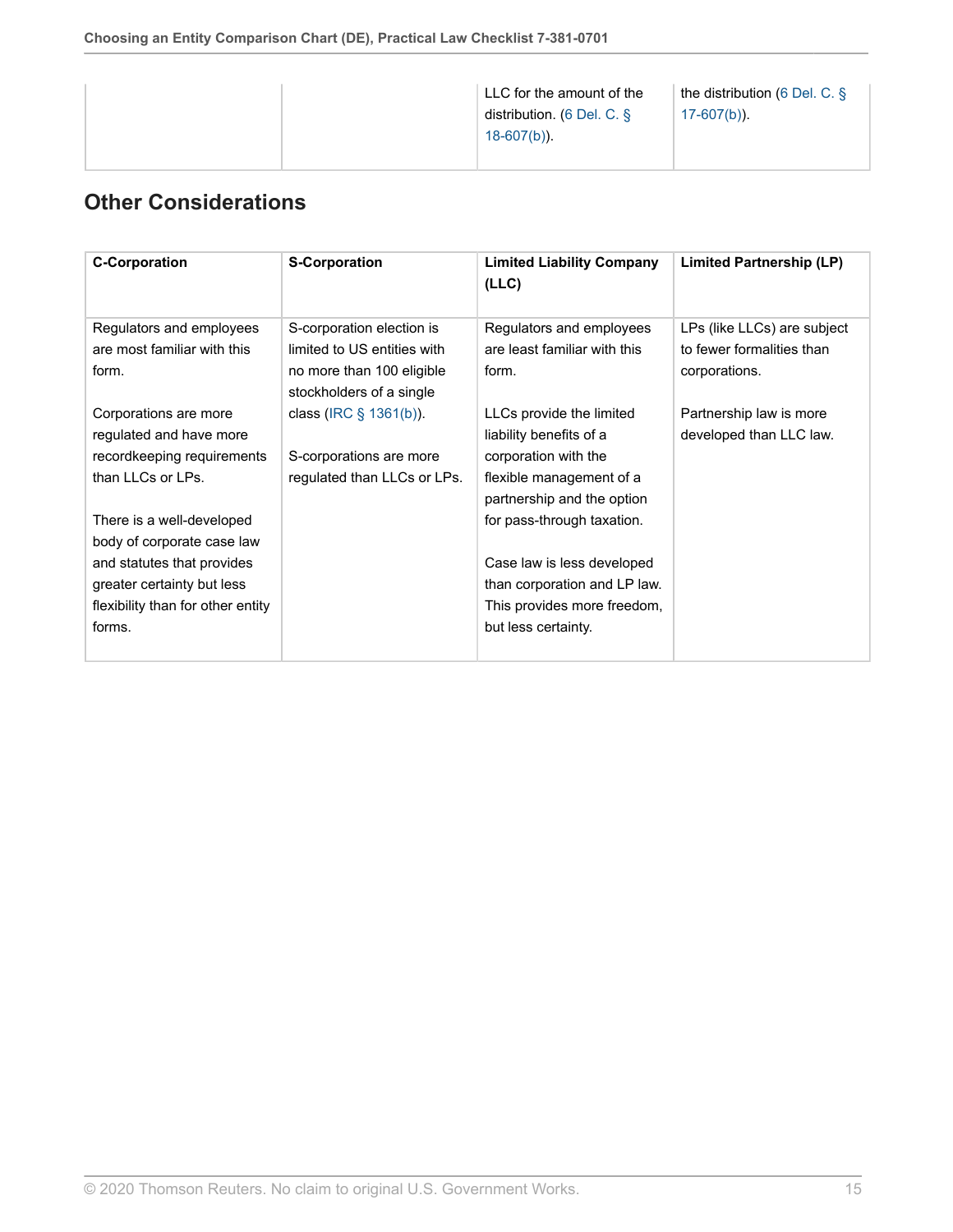| | | | |
|---|---|---|---|
| | | LLC for the amount of the distribution. (6 Del. C. § 18-607(b)). | the distribution (6 Del. C. § 17-607(b)). |

## Other Considerations

| C-Corporation | S-Corporation | Limited Liability Company (LLC) | Limited Partnership (LP) |
|---|---|---|---|
| Regulators and employees are most familiar with this form.<br><br>Corporations are more regulated and have more recordkeeping requirements than LLCs or LPs.<br><br>There is a well-developed body of corporate case law and statutes that provides greater certainty but less flexibility than for other entity forms. | S-corporation election is limited to US entities with no more than 100 eligible stockholders of a single class (IRC § 1361(b)).<br><br>S-corporations are more regulated than LLCs or LPs. | Regulators and employees are least familiar with this form.<br><br>LLCs provide the limited liability benefits of a corporation with the flexible management of a partnership and the option for pass-through taxation.<br><br>Case law is less developed than corporation and LP law. This provides more freedom, but less certainty. | LPs (like LLCs) are subject to fewer formalities than corporations.<br><br>Partnership law is more developed than LLC law. |